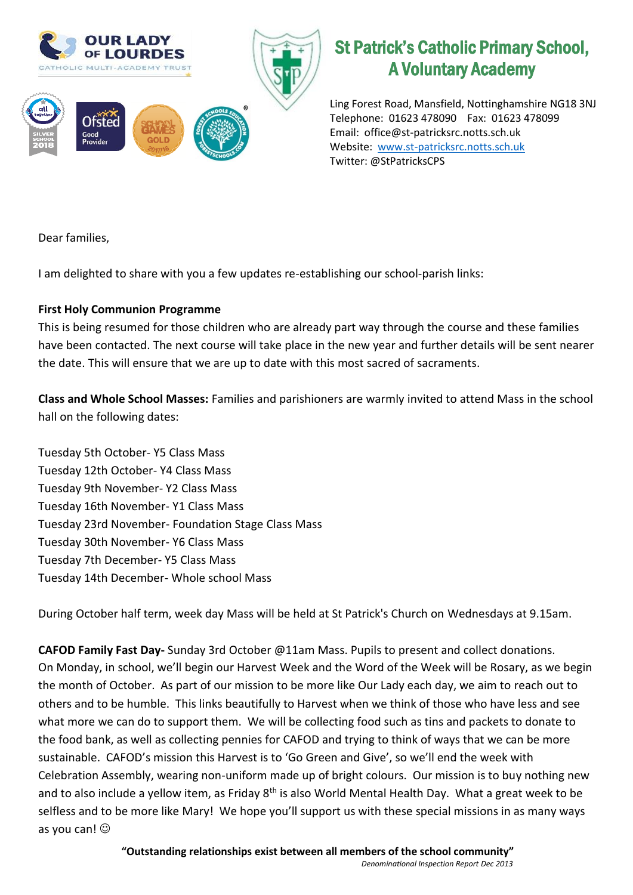OUR LADY OF LOURDES
CATHOLIC MULTI-ACADEMY TRUST

# St Patrick's Catholic Primary School, A Voluntary Academy

Ling Forest Road, Mansfield, Nottinghamshire NG18 3NJ
Telephone: 01623 478090 Fax: 01623 478099
Email: office@st-patricksrc.notts.sch.uk
Website: www.st-patricksrc.notts.sch.uk
Twitter: @StPatricksCPS

Dear families,

I am delighted to share with you a few updates re-establishing our school-parish links:

**First Holy Communion Programme**

This is being resumed for those children who are already part way through the course and these families have been contacted. The next course will take place in the new year and further details will be sent nearer the date. This will ensure that we are up to date with this most sacred of sacraments.

**Class and Whole School Masses:** Families and parishioners are warmly invited to attend Mass in the school hall on the following dates:

Tuesday 5th October- Y5 Class Mass
Tuesday 12th October- Y4 Class Mass
Tuesday 9th November- Y2 Class Mass
Tuesday 16th November- Y1 Class Mass
Tuesday 23rd November- Foundation Stage Class Mass
Tuesday 30th November- Y6 Class Mass
Tuesday 7th December- Y5 Class Mass
Tuesday 14th December- Whole school Mass

During October half term, week day Mass will be held at St Patrick's Church on Wednesdays at 9.15am.

**CAFOD Family Fast Day-** Sunday 3rd October @11am Mass. Pupils to present and collect donations.
On Monday, in school, we'll begin our Harvest Week and the Word of the Week will be Rosary, as we begin the month of October. As part of our mission to be more like Our Lady each day, we aim to reach out to others and to be humble. This links beautifully to Harvest when we think of those who have less and see what more we can do to support them. We will be collecting food such as tins and packets to donate to the food bank, as well as collecting pennies for CAFOD and trying to think of ways that we can be more sustainable. CAFOD's mission this Harvest is to 'Go Green and Give', so we'll end the week with Celebration Assembly, wearing non-uniform made up of bright colours. Our mission is to buy nothing new and to also include a yellow item, as Friday 8th is also World Mental Health Day. What a great week to be selfless and to be more like Mary! We hope you'll support us with these special missions in as many ways as you can! ☺

**"Outstanding relationships exist between all members of the school community"**
*Denominational Inspection Report Dec 2013*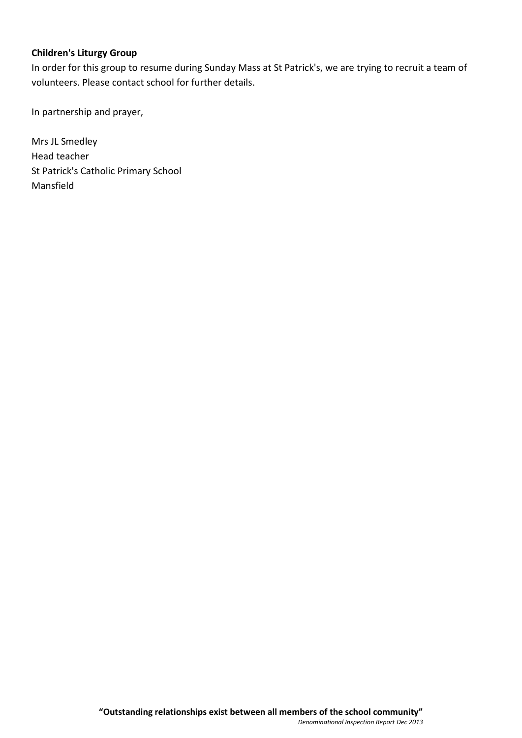**Children's Liturgy Group**

In order for this group to resume during Sunday Mass at St Patrick's, we are trying to recruit a team of volunteers. Please contact school for further details.

In partnership and prayer,

Mrs JL Smedley
Head teacher
St Patrick's Catholic Primary School
Mansfield